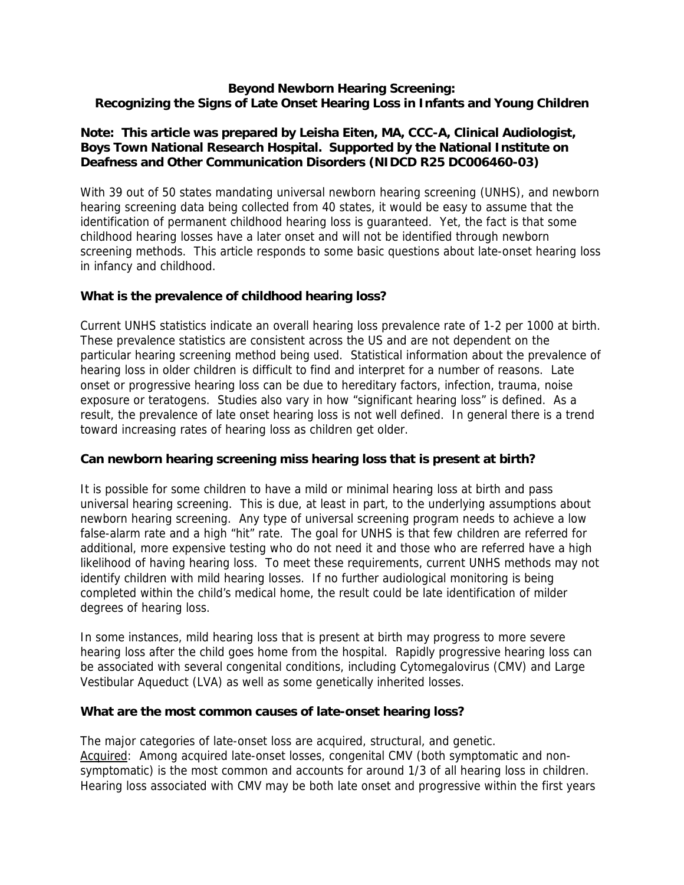# Beyond Newborn Hearing Screening: Recognizing the Signs of Late Onset Hearing Loss in Infants and Young Children

**Note: This article was prepared by Leisha Eiten, MA, CCC-A, Clinical Audiologist, Boys Town National Research Hospital. Supported by the National Institute on Deafness and Other Communication Disorders (NIDCD R25 DC006460-03)**

With 39 out of 50 states mandating universal newborn hearing screening (UNHS), and newborn hearing screening data being collected from 40 states, it would be easy to assume that the identification of permanent childhood hearing loss is guaranteed. Yet, the fact is that some childhood hearing losses have a later onset and will not be identified through newborn screening methods. This article responds to some basic questions about late-onset hearing loss in infancy and childhood.

### What is the prevalence of childhood hearing loss?

Current UNHS statistics indicate an overall hearing loss prevalence rate of 1-2 per 1000 at birth. These prevalence statistics are consistent across the US and are not dependent on the particular hearing screening method being used. Statistical information about the prevalence of hearing loss in older children is difficult to find and interpret for a number of reasons. Late onset or progressive hearing loss can be due to hereditary factors, infection, trauma, noise exposure or teratogens. Studies also vary in how "significant hearing loss" is defined. As a result, the prevalence of late onset hearing loss is not well defined. In general there is a trend toward increasing rates of hearing loss as children get older.

### Can newborn hearing screening miss hearing loss that is present at birth?

It is possible for some children to have a mild or minimal hearing loss at birth and pass universal hearing screening. This is due, at least in part, to the underlying assumptions about newborn hearing screening. Any type of universal screening program needs to achieve a low false-alarm rate and a high "hit" rate. The goal for UNHS is that few children are referred for additional, more expensive testing who do not need it and those who are referred have a high likelihood of having hearing loss. To meet these requirements, current UNHS methods may not identify children with mild hearing losses. If no further audiological monitoring is being completed within the child's medical home, the result could be late identification of milder degrees of hearing loss.

In some instances, mild hearing loss that is present at birth may progress to more severe hearing loss after the child goes home from the hospital. Rapidly progressive hearing loss can be associated with several congenital conditions, including Cytomegalovirus (CMV) and Large Vestibular Aqueduct (LVA) as well as some genetically inherited losses.

### What are the most common causes of late-onset hearing loss?

The major categories of late-onset loss are acquired, structural, and genetic.

Acquired: Among acquired late-onset losses, congenital CMV (both symptomatic and non-symptomatic) is the most common and accounts for around 1/3 of all hearing loss in children. Hearing loss associated with CMV may be both late onset and progressive within the first years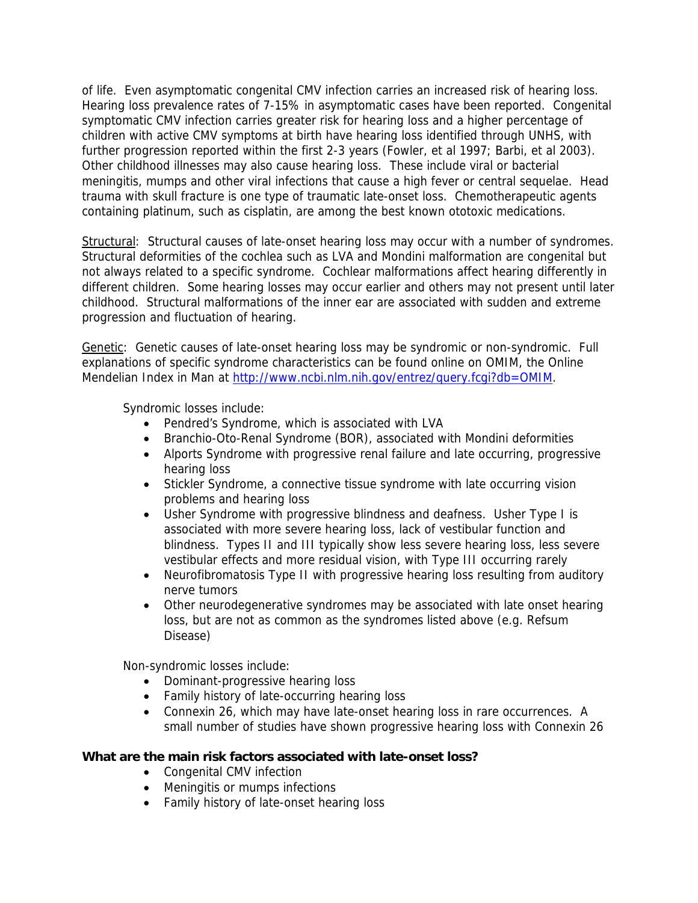of life. Even asymptomatic congenital CMV infection carries an increased risk of hearing loss. Hearing loss prevalence rates of 7-15% in asymptomatic cases have been reported. Congenital symptomatic CMV infection carries greater risk for hearing loss and a higher percentage of children with active CMV symptoms at birth have hearing loss identified through UNHS, with further progression reported within the first 2-3 years (Fowler, et al 1997; Barbi, et al 2003). Other childhood illnesses may also cause hearing loss. These include viral or bacterial meningitis, mumps and other viral infections that cause a high fever or central sequelae. Head trauma with skull fracture is one type of traumatic late-onset loss. Chemotherapeutic agents containing platinum, such as cisplatin, are among the best known ototoxic medications.

<u>Structural</u>: Structural causes of late-onset hearing loss may occur with a number of syndromes. Structural deformities of the cochlea such as LVA and Mondini malformation are congenital but not always related to a specific syndrome. Cochlear malformations affect hearing differently in different children. Some hearing losses may occur earlier and others may not present until later childhood. Structural malformations of the inner ear are associated with sudden and extreme progression and fluctuation of hearing.

<u>Genetic</u>: Genetic causes of late-onset hearing loss may be syndromic or non-syndromic. Full explanations of specific syndrome characteristics can be found online on OMIM, the Online Mendelian Index in Man at [http://www.ncbi.nlm.nih.gov/entrez/query.fcgi?db=OMIM](http://www.ncbi.nlm.nih.gov/entrez/query.fcgi?db=OMIM).

Syndromic losses include:

- Pendred's Syndrome, which is associated with LVA
- Branchio-Oto-Renal Syndrome (BOR), associated with Mondini deformities
- Alports Syndrome with progressive renal failure and late occurring, progressive hearing loss
- Stickler Syndrome, a connective tissue syndrome with late occurring vision problems and hearing loss
- Usher Syndrome with progressive blindness and deafness. Usher Type I is associated with more severe hearing loss, lack of vestibular function and blindness. Types II and III typically show less severe hearing loss, less severe vestibular effects and more residual vision, with Type III occurring rarely
- Neurofibromatosis Type II with progressive hearing loss resulting from auditory nerve tumors
- Other neurodegenerative syndromes may be associated with late onset hearing loss, but are not as common as the syndromes listed above (e.g. Refsum Disease)

Non-syndromic losses include:

- Dominant-progressive hearing loss
- Family history of late-occurring hearing loss
- Connexin 26, which may have late-onset hearing loss in rare occurrences. A small number of studies have shown progressive hearing loss with Connexin 26

**What are the main risk factors associated with late-onset loss?**

- Congenital CMV infection
- Meningitis or mumps infections
- Family history of late-onset hearing loss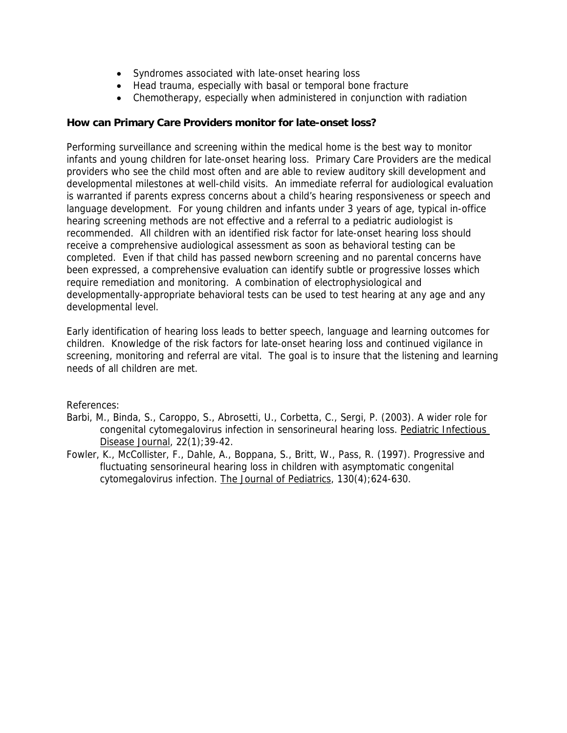- Syndromes associated with late-onset hearing loss
- Head trauma, especially with basal or temporal bone fracture
- Chemotherapy, especially when administered in conjunction with radiation

**How can Primary Care Providers monitor for late-onset loss?**

Performing surveillance and screening within the medical home is the best way to monitor infants and young children for late-onset hearing loss. Primary Care Providers are the medical providers who see the child most often and are able to review auditory skill development and developmental milestones at well-child visits. An immediate referral for audiological evaluation is warranted if parents express concerns about a child's hearing responsiveness or speech and language development. For young children and infants under 3 years of age, typical in-office hearing screening methods are not effective and a referral to a pediatric audiologist is recommended. All children with an identified risk factor for late-onset hearing loss should receive a comprehensive audiological assessment as soon as behavioral testing can be completed. Even if that child has passed newborn screening and no parental concerns have been expressed, a comprehensive evaluation can identify subtle or progressive losses which require remediation and monitoring. A combination of electrophysiological and developmentally-appropriate behavioral tests can be used to test hearing at any age and any developmental level.

Early identification of hearing loss leads to better speech, language and learning outcomes for children. Knowledge of the risk factors for late-onset hearing loss and continued vigilance in screening, monitoring and referral are vital. The goal is to insure that the listening and learning needs of all children are met.

References:

Barbi, M., Binda, S., Caroppo, S., Abrosetti, U., Corbetta, C., Sergi, P. (2003). A wider role for congenital cytomegalovirus infection in sensorineural hearing loss. Pediatric Infectious Disease Journal, 22(1);39-42.

Fowler, K., McCollister, F., Dahle, A., Boppana, S., Britt, W., Pass, R. (1997). Progressive and fluctuating sensorineural hearing loss in children with asymptomatic congenital cytomegalovirus infection. The Journal of Pediatrics, 130(4);624-630.